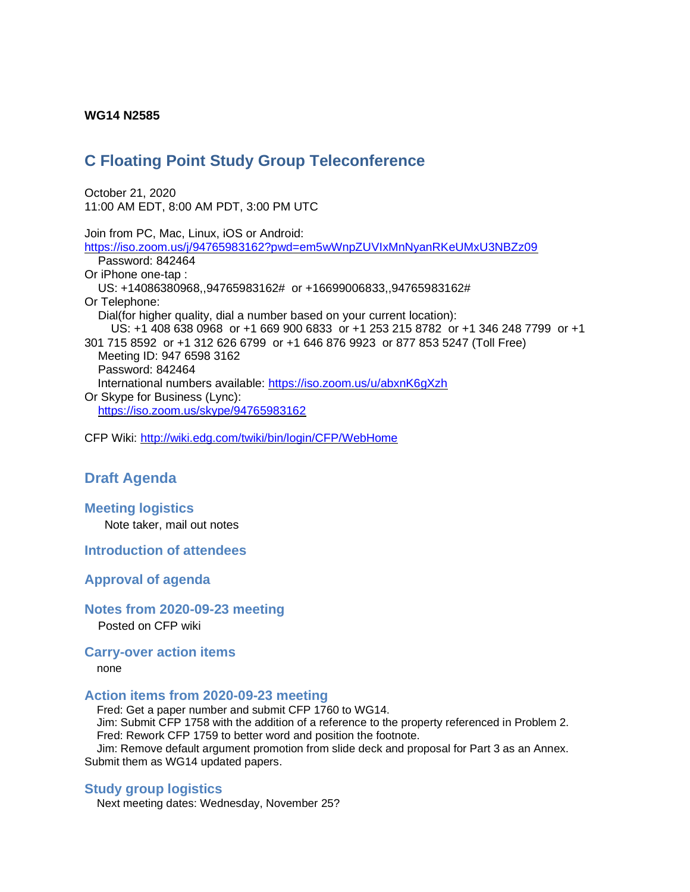**WG14 N2585**

# C Floating Point Study Group Teleconference

October 21, 2020
11:00 AM EDT, 8:00 AM PDT, 3:00 PM UTC

Join from PC, Mac, Linux, iOS or Android:
https://iso.zoom.us/j/94765983162?pwd=em5wWnpZUVIxMnNyanRKeUMxU3NBZz09
   Password: 842464
Or iPhone one-tap :
   US: +14086380968,,94765983162#  or +16699006833,,94765983162#
Or Telephone:
   Dial(for higher quality, dial a number based on your current location):
      US: +1 408 638 0968  or +1 669 900 6833  or +1 253 215 8782  or +1 346 248 7799  or +1 301 715 8592  or +1 312 626 6799  or +1 646 876 9923  or 877 853 5247 (Toll Free)
   Meeting ID: 947 6598 3162
   Password: 842464
   International numbers available: https://iso.zoom.us/u/abxnK6gXzh
Or Skype for Business (Lync):
   https://iso.zoom.us/skype/94765983162

CFP Wiki: http://wiki.edg.com/twiki/bin/login/CFP/WebHome

## Draft Agenda

### Meeting logistics

Note taker, mail out notes

### Introduction of attendees

### Approval of agenda

### Notes from 2020-09-23 meeting

Posted on CFP wiki

### Carry-over action items

none

### Action items from 2020-09-23 meeting

Fred: Get a paper number and submit CFP 1760 to WG14.
Jim: Submit CFP 1758 with the addition of a reference to the property referenced in Problem 2.
Fred: Rework CFP 1759 to better word and position the footnote.
Jim: Remove default argument promotion from slide deck and proposal for Part 3 as an Annex. Submit them as WG14 updated papers.

### Study group logistics

Next meeting dates: Wednesday, November 25?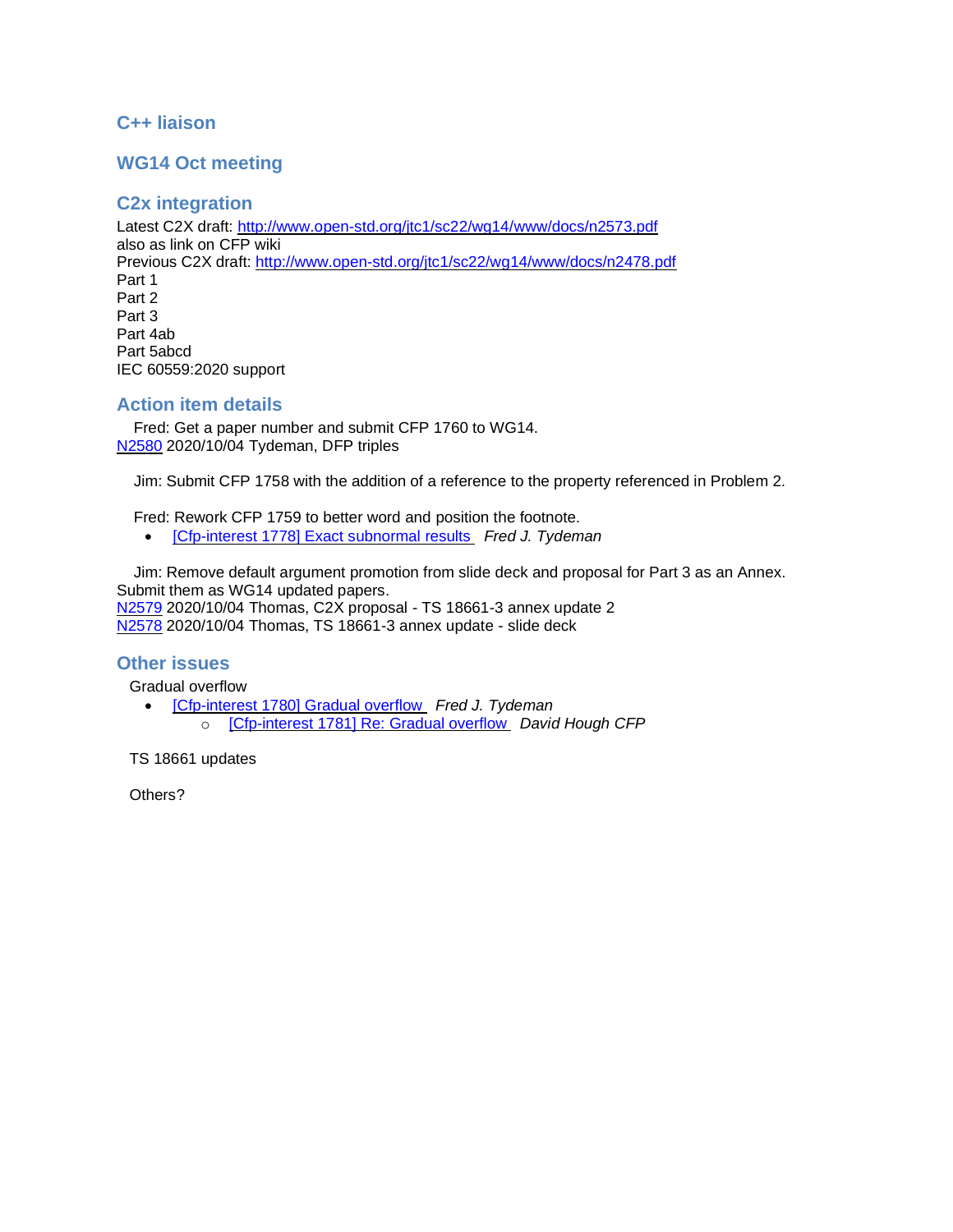## C++ liaison

## WG14 Oct meeting

## C2x integration

Latest C2X draft: http://www.open-std.org/jtc1/sc22/wg14/www/docs/n2573.pdf
also as link on CFP wiki
Previous C2X draft: http://www.open-std.org/jtc1/sc22/wg14/www/docs/n2478.pdf
Part 1
Part 2
Part 3
Part 4ab
Part 5abcd
IEC 60559:2020 support

## Action item details

Fred: Get a paper number and submit CFP 1760 to WG14.
N2580 2020/10/04 Tydeman, DFP triples

Jim: Submit CFP 1758 with the addition of a reference to the property referenced in Problem 2.

Fred: Rework CFP 1759 to better word and position the footnote.

- [Cfp-interest 1778] Exact subnormal results *Fred J. Tydeman*

Jim: Remove default argument promotion from slide deck and proposal for Part 3 as an Annex. Submit them as WG14 updated papers.
N2579 2020/10/04 Thomas, C2X proposal - TS 18661-3 annex update 2
N2578 2020/10/04 Thomas, TS 18661-3 annex update - slide deck

## Other issues

Gradual overflow

- [Cfp-interest 1780] Gradual overflow *Fred J. Tydeman*
  - [Cfp-interest 1781] Re: Gradual overflow *David Hough CFP*

TS 18661 updates

Others?